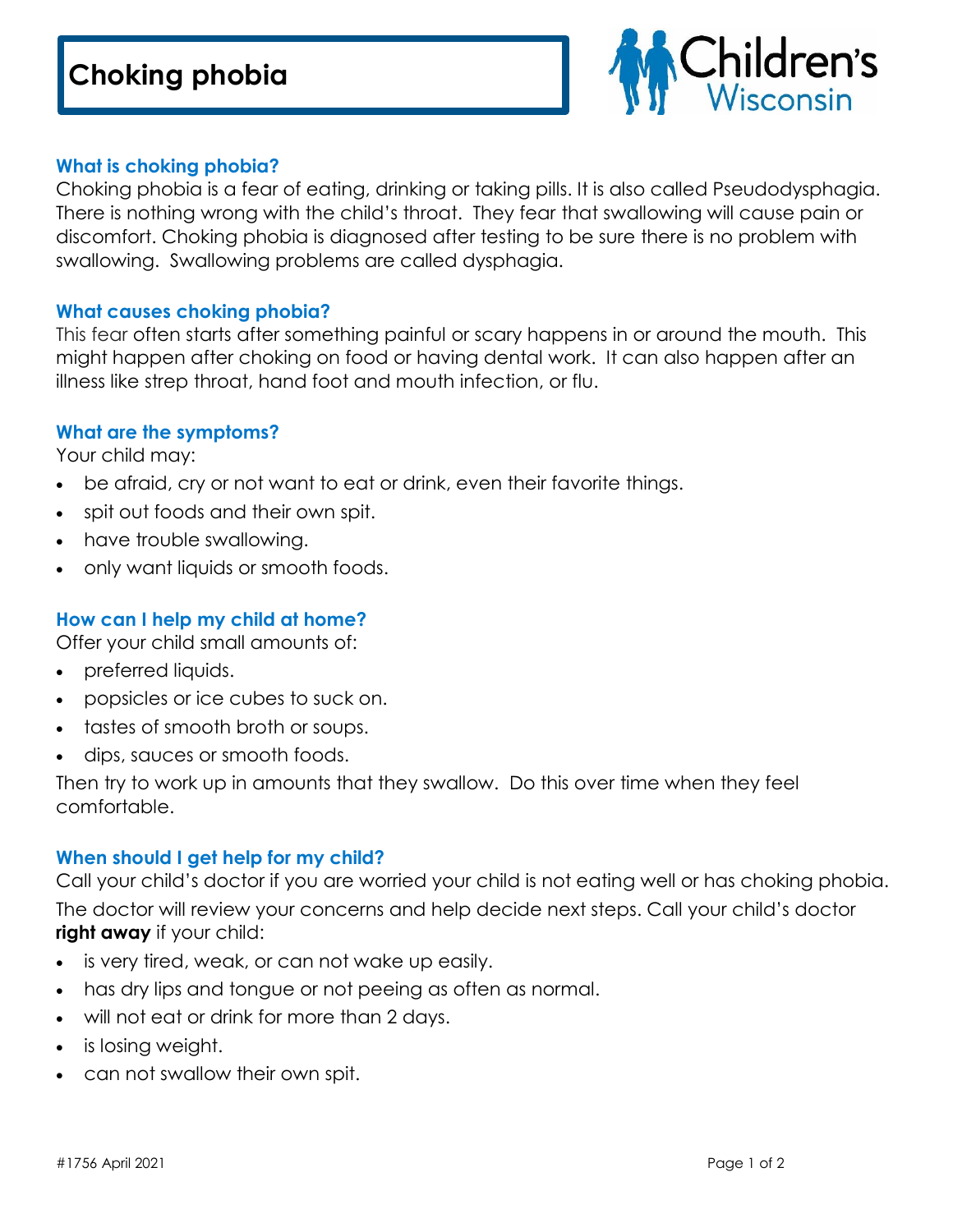# Choking phobia

Children's Wisconsin

## What is choking phobia?

Choking phobia is a fear of eating, drinking or taking pills. It is also called Pseudodysphagia. There is nothing wrong with the child's throat. They fear that swallowing will cause pain or discomfort. Choking phobia is diagnosed after testing to be sure there is no problem with swallowing. Swallowing problems are called dysphagia.

## What causes choking phobia?

This fear often starts after something painful or scary happens in or around the mouth. This might happen after choking on food or having dental work. It can also happen after an illness like strep throat, hand foot and mouth infection, or flu.

## What are the symptoms?

Your child may:

- be afraid, cry or not want to eat or drink, even their favorite things.
- spit out foods and their own spit.
- have trouble swallowing.
- only want liquids or smooth foods.

## How can I help my child at home?

Offer your child small amounts of:

- preferred liquids.
- popsicles or ice cubes to suck on.
- tastes of smooth broth or soups.
- dips, sauces or smooth foods.

Then try to work up in amounts that they swallow. Do this over time when they feel comfortable.

## When should I get help for my child?

Call your child's doctor if you are worried your child is not eating well or has choking phobia. The doctor will review your concerns and help decide next steps. Call your child's doctor **right away** if your child:

- is very tired, weak, or can not wake up easily.
- has dry lips and tongue or not peeing as often as normal.
- will not eat or drink for more than 2 days.
- is losing weight.
- can not swallow their own spit.

#1756 April 2021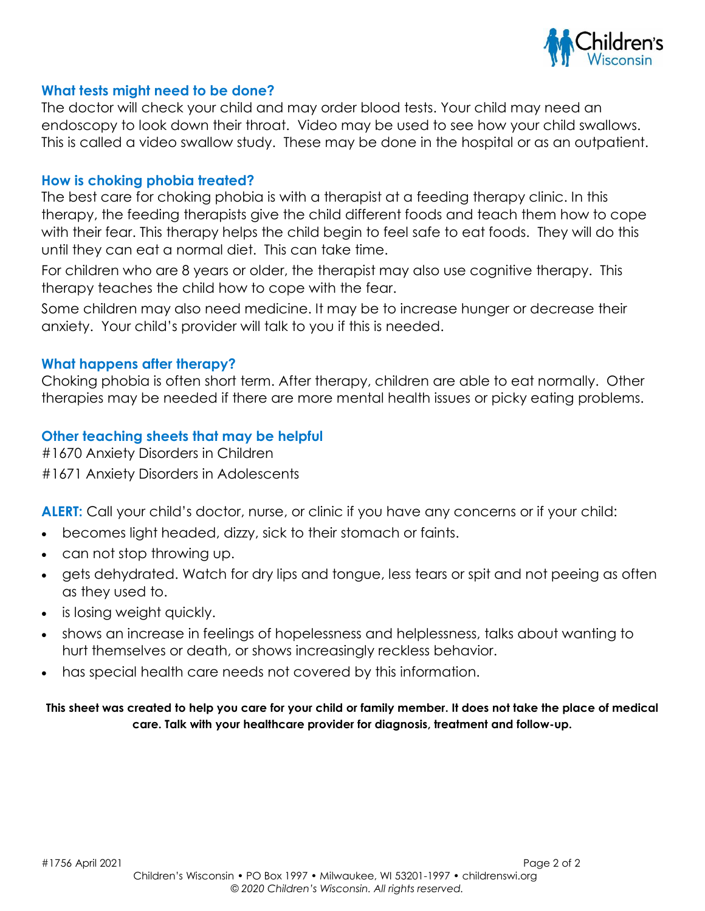## What tests might need to be done?

The doctor will check your child and may order blood tests. Your child may need an endoscopy to look down their throat. Video may be used to see how your child swallows. This is called a video swallow study. These may be done in the hospital or as an outpatient.

## How is choking phobia treated?

The best care for choking phobia is with a therapist at a feeding therapy clinic. In this therapy, the feeding therapists give the child different foods and teach them how to cope with their fear. This therapy helps the child begin to feel safe to eat foods. They will do this until they can eat a normal diet. This can take time.

For children who are 8 years or older, the therapist may also use cognitive therapy. This therapy teaches the child how to cope with the fear.

Some children may also need medicine. It may be to increase hunger or decrease their anxiety. Your child's provider will talk to you if this is needed.

## What happens after therapy?

Choking phobia is often short term. After therapy, children are able to eat normally. Other therapies may be needed if there are more mental health issues or picky eating problems.

## Other teaching sheets that may be helpful

#1670 Anxiety Disorders in Children

#1671 Anxiety Disorders in Adolescents

**ALERT:** Call your child's doctor, nurse, or clinic if you have any concerns or if your child:

- becomes light headed, dizzy, sick to their stomach or faints.
- can not stop throwing up.
- gets dehydrated. Watch for dry lips and tongue, less tears or spit and not peeing as often as they used to.
- is losing weight quickly.
- shows an increase in feelings of hopelessness and helplessness, talks about wanting to hurt themselves or death, or shows increasingly reckless behavior.
- has special health care needs not covered by this information.

**This sheet was created to help you care for your child or family member. It does not take the place of medical care. Talk with your healthcare provider for diagnosis, treatment and follow-up.**

#1756 April 2021

Children's Wisconsin • PO Box 1997 • Milwaukee, WI 53201-1997 • childrenswi.org

*© 2020 Children's Wisconsin. All rights reserved.*